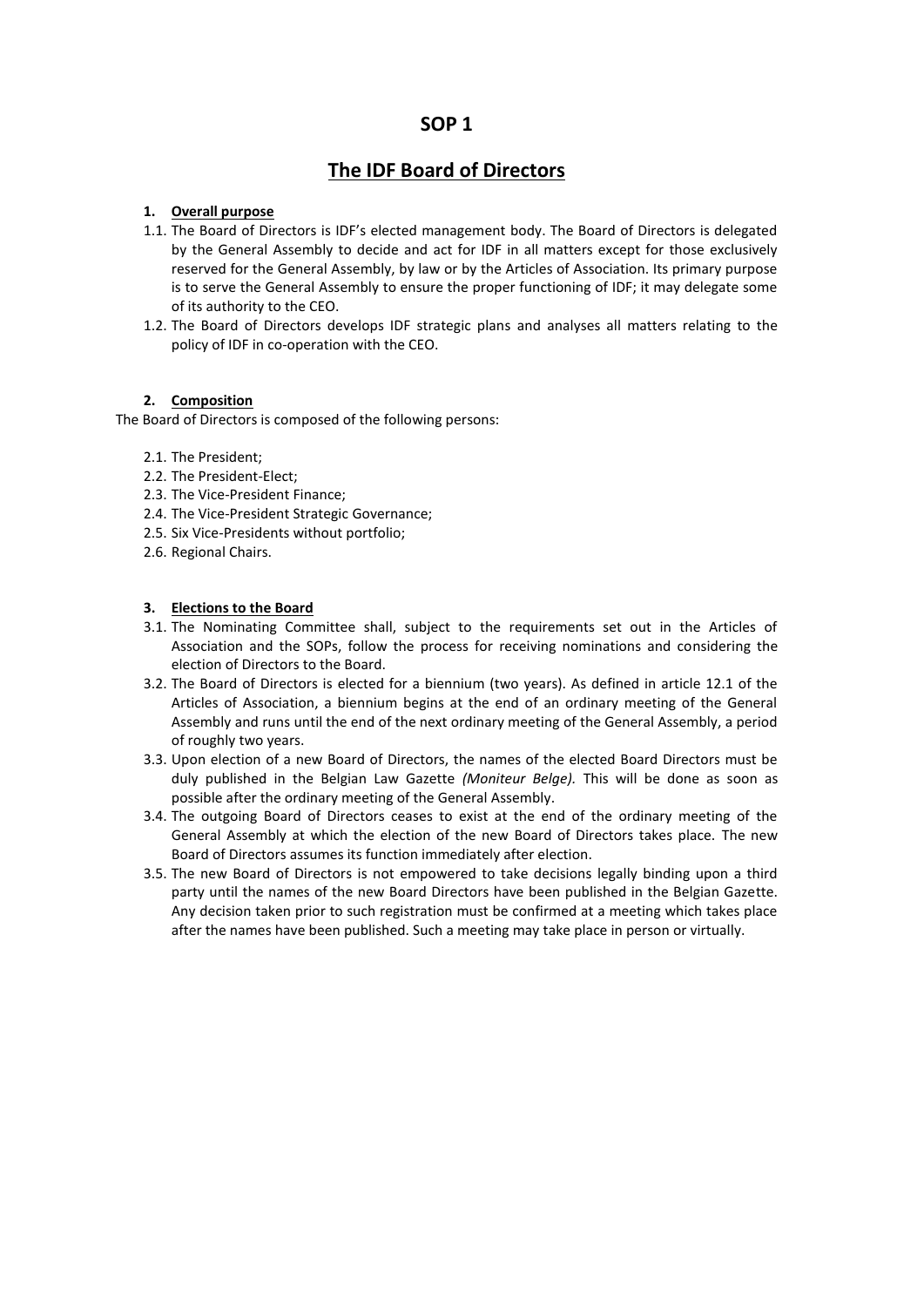# SOP 1

## The IDF Board of Directors

### 1. Overall purpose

1.1. The Board of Directors is IDF's elected management body. The Board of Directors is delegated by the General Assembly to decide and act for IDF in all matters except for those exclusively reserved for the General Assembly, by law or by the Articles of Association. Its primary purpose is to serve the General Assembly to ensure the proper functioning of IDF; it may delegate some of its authority to the CEO.

1.2. The Board of Directors develops IDF strategic plans and analyses all matters relating to the policy of IDF in co-operation with the CEO.

### 2. Composition

The Board of Directors is composed of the following persons:

2.1. The President;
2.2. The President-Elect;
2.3. The Vice-President Finance;
2.4. The Vice-President Strategic Governance;
2.5. Six Vice-Presidents without portfolio;
2.6. Regional Chairs.

### 3. Elections to the Board

3.1. The Nominating Committee shall, subject to the requirements set out in the Articles of Association and the SOPs, follow the process for receiving nominations and considering the election of Directors to the Board.

3.2. The Board of Directors is elected for a biennium (two years). As defined in article 12.1 of the Articles of Association, a biennium begins at the end of an ordinary meeting of the General Assembly and runs until the end of the next ordinary meeting of the General Assembly, a period of roughly two years.

3.3. Upon election of a new Board of Directors, the names of the elected Board Directors must be duly published in the Belgian Law Gazette *(Moniteur Belge).* This will be done as soon as possible after the ordinary meeting of the General Assembly.

3.4. The outgoing Board of Directors ceases to exist at the end of the ordinary meeting of the General Assembly at which the election of the new Board of Directors takes place. The new Board of Directors assumes its function immediately after election.

3.5. The new Board of Directors is not empowered to take decisions legally binding upon a third party until the names of the new Board Directors have been published in the Belgian Gazette. Any decision taken prior to such registration must be confirmed at a meeting which takes place after the names have been published. Such a meeting may take place in person or virtually.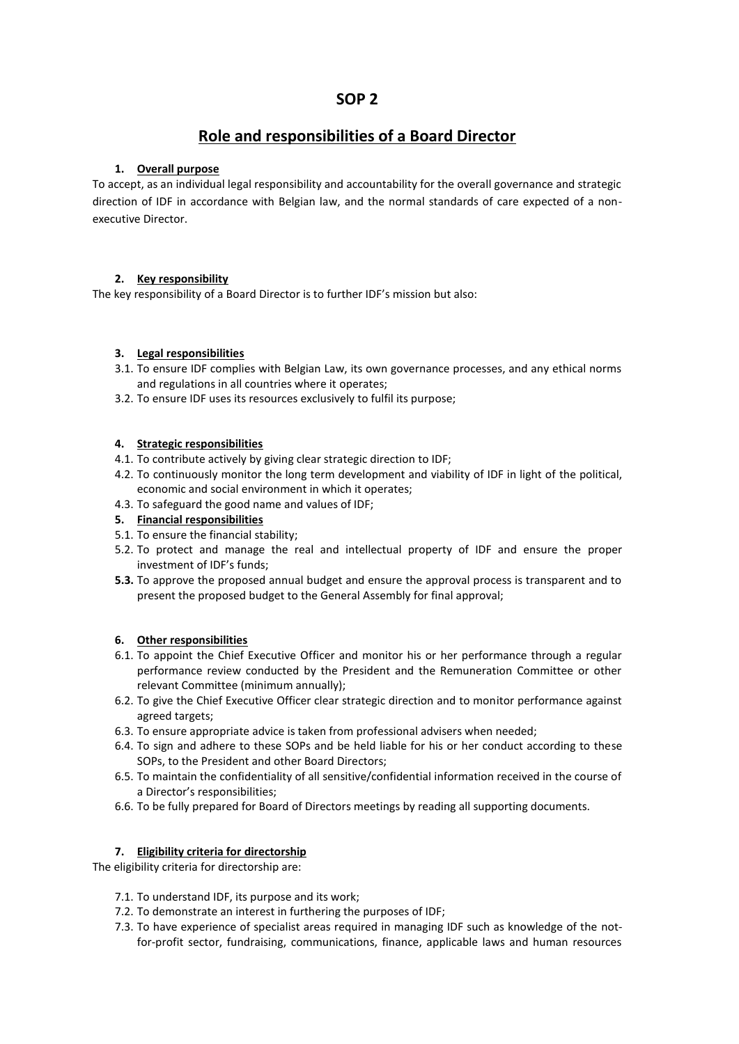# SOP 2

## Role and responsibilities of a Board Director

### 1. Overall purpose

To accept, as an individual legal responsibility and accountability for the overall governance and strategic direction of IDF in accordance with Belgian law, and the normal standards of care expected of a non-executive Director.

### 2. Key responsibility

The key responsibility of a Board Director is to further IDF's mission but also:

### 3. Legal responsibilities

3.1. To ensure IDF complies with Belgian Law, its own governance processes, and any ethical norms and regulations in all countries where it operates;

3.2. To ensure IDF uses its resources exclusively to fulfil its purpose;

### 4. Strategic responsibilities

4.1. To contribute actively by giving clear strategic direction to IDF;

4.2. To continuously monitor the long term development and viability of IDF in light of the political, economic and social environment in which it operates;

4.3. To safeguard the good name and values of IDF;

### 5. Financial responsibilities

5.1. To ensure the financial stability;

5.2. To protect and manage the real and intellectual property of IDF and ensure the proper investment of IDF's funds;

**5.3.** To approve the proposed annual budget and ensure the approval process is transparent and to present the proposed budget to the General Assembly for final approval;

### 6. Other responsibilities

6.1. To appoint the Chief Executive Officer and monitor his or her performance through a regular performance review conducted by the President and the Remuneration Committee or other relevant Committee (minimum annually);

6.2. To give the Chief Executive Officer clear strategic direction and to monitor performance against agreed targets;

6.3. To ensure appropriate advice is taken from professional advisers when needed;

6.4. To sign and adhere to these SOPs and be held liable for his or her conduct according to these SOPs, to the President and other Board Directors;

6.5. To maintain the confidentiality of all sensitive/confidential information received in the course of a Director's responsibilities;

6.6. To be fully prepared for Board of Directors meetings by reading all supporting documents.

### 7. Eligibility criteria for directorship

The eligibility criteria for directorship are:

7.1. To understand IDF, its purpose and its work;

7.2. To demonstrate an interest in furthering the purposes of IDF;

7.3. To have experience of specialist areas required in managing IDF such as knowledge of the not-for-profit sector, fundraising, communications, finance, applicable laws and human resources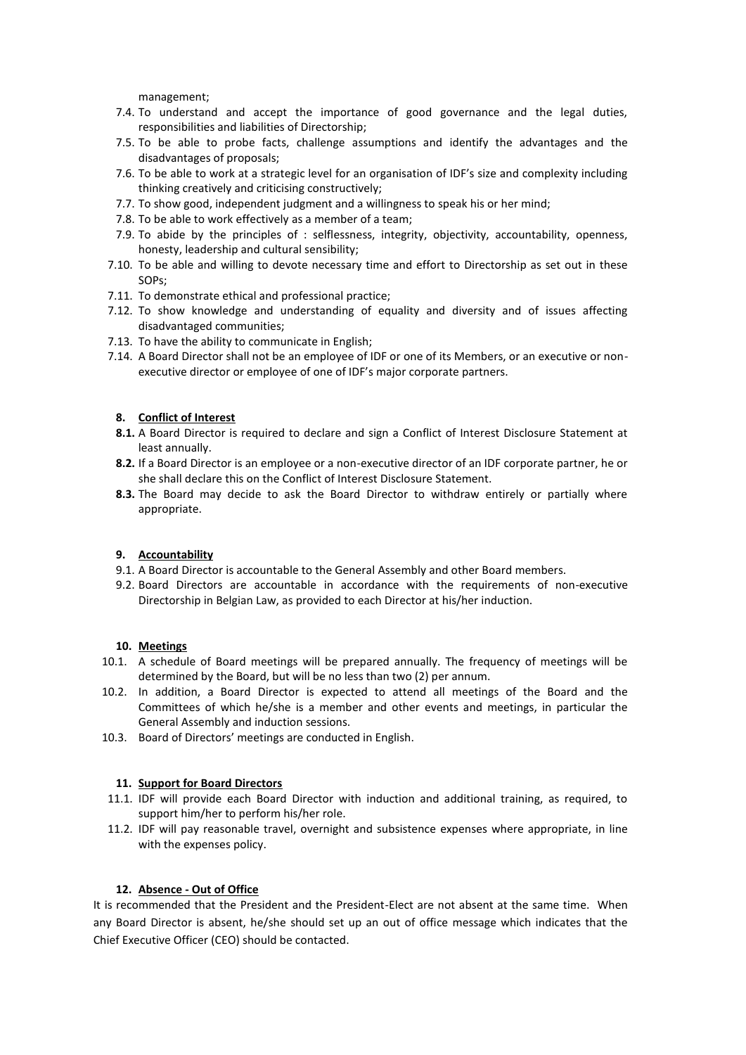management;

7.4. To understand and accept the importance of good governance and the legal duties, responsibilities and liabilities of Directorship;
7.5. To be able to probe facts, challenge assumptions and identify the advantages and the disadvantages of proposals;
7.6. To be able to work at a strategic level for an organisation of IDF's size and complexity including thinking creatively and criticising constructively;
7.7. To show good, independent judgment and a willingness to speak his or her mind;
7.8. To be able to work effectively as a member of a team;
7.9. To abide by the principles of : selflessness, integrity, objectivity, accountability, openness, honesty, leadership and cultural sensibility;
7.10. To be able and willing to devote necessary time and effort to Directorship as set out in these SOPs;
7.11. To demonstrate ethical and professional practice;
7.12. To show knowledge and understanding of equality and diversity and of issues affecting disadvantaged communities;
7.13. To have the ability to communicate in English;
7.14. A Board Director shall not be an employee of IDF or one of its Members, or an executive or non-executive director or employee of one of IDF's major corporate partners.

**8. Conflict of Interest**

**8.1.** A Board Director is required to declare and sign a Conflict of Interest Disclosure Statement at least annually.
**8.2.** If a Board Director is an employee or a non-executive director of an IDF corporate partner, he or she shall declare this on the Conflict of Interest Disclosure Statement.
**8.3.** The Board may decide to ask the Board Director to withdraw entirely or partially where appropriate.

**9. Accountability**

9.1. A Board Director is accountable to the General Assembly and other Board members.
9.2. Board Directors are accountable in accordance with the requirements of non-executive Directorship in Belgian Law, as provided to each Director at his/her induction.

**10. Meetings**

10.1. A schedule of Board meetings will be prepared annually. The frequency of meetings will be determined by the Board, but will be no less than two (2) per annum.
10.2. In addition, a Board Director is expected to attend all meetings of the Board and the Committees of which he/she is a member and other events and meetings, in particular the General Assembly and induction sessions.
10.3. Board of Directors' meetings are conducted in English.

**11. Support for Board Directors**

11.1. IDF will provide each Board Director with induction and additional training, as required, to support him/her to perform his/her role.
11.2. IDF will pay reasonable travel, overnight and subsistence expenses where appropriate, in line with the expenses policy.

**12. Absence - Out of Office**

It is recommended that the President and the President-Elect are not absent at the same time. When any Board Director is absent, he/she should set up an out of office message which indicates that the Chief Executive Officer (CEO) should be contacted.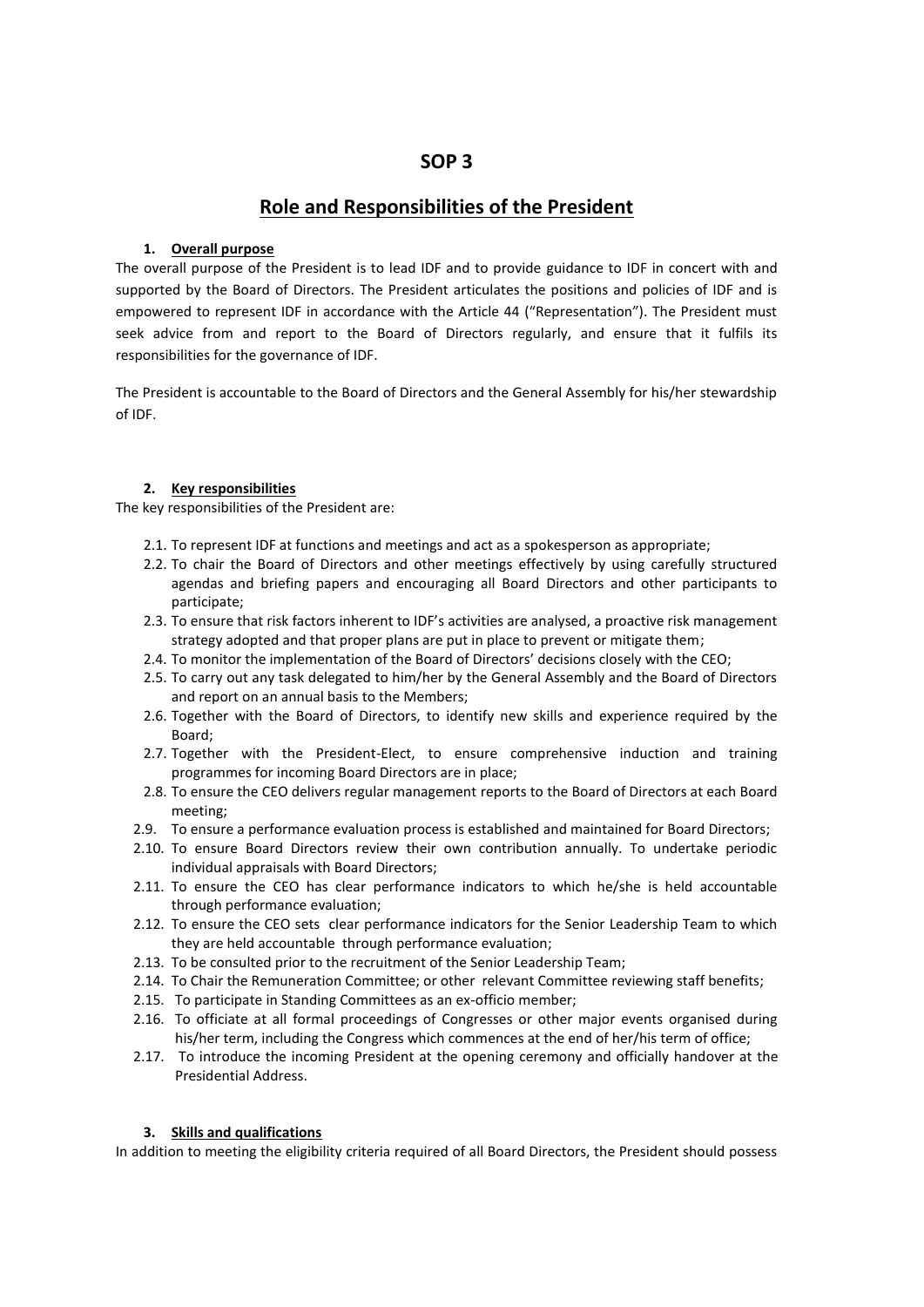# SOP 3

## Role and Responsibilities of the President

### 1. Overall purpose

The overall purpose of the President is to lead IDF and to provide guidance to IDF in concert with and supported by the Board of Directors. The President articulates the positions and policies of IDF and is empowered to represent IDF in accordance with the Article 44 ("Representation"). The President must seek advice from and report to the Board of Directors regularly, and ensure that it fulfils its responsibilities for the governance of IDF.

The President is accountable to the Board of Directors and the General Assembly for his/her stewardship of IDF.

### 2. Key responsibilities

The key responsibilities of the President are:

- 2.1. To represent IDF at functions and meetings and act as a spokesperson as appropriate;
- 2.2. To chair the Board of Directors and other meetings effectively by using carefully structured agendas and briefing papers and encouraging all Board Directors and other participants to participate;
- 2.3. To ensure that risk factors inherent to IDF's activities are analysed, a proactive risk management strategy adopted and that proper plans are put in place to prevent or mitigate them;
- 2.4. To monitor the implementation of the Board of Directors' decisions closely with the CEO;
- 2.5. To carry out any task delegated to him/her by the General Assembly and the Board of Directors and report on an annual basis to the Members;
- 2.6. Together with the Board of Directors, to identify new skills and experience required by the Board;
- 2.7. Together with the President-Elect, to ensure comprehensive induction and training programmes for incoming Board Directors are in place;
- 2.8. To ensure the CEO delivers regular management reports to the Board of Directors at each Board meeting;
- 2.9. To ensure a performance evaluation process is established and maintained for Board Directors;
- 2.10. To ensure Board Directors review their own contribution annually. To undertake periodic individual appraisals with Board Directors;
- 2.11. To ensure the CEO has clear performance indicators to which he/she is held accountable through performance evaluation;
- 2.12. To ensure the CEO sets clear performance indicators for the Senior Leadership Team to which they are held accountable through performance evaluation;
- 2.13. To be consulted prior to the recruitment of the Senior Leadership Team;
- 2.14. To Chair the Remuneration Committee; or other relevant Committee reviewing staff benefits;
- 2.15. To participate in Standing Committees as an ex-officio member;
- 2.16. To officiate at all formal proceedings of Congresses or other major events organised during his/her term, including the Congress which commences at the end of her/his term of office;
- 2.17. To introduce the incoming President at the opening ceremony and officially handover at the Presidential Address.

### 3. Skills and qualifications

In addition to meeting the eligibility criteria required of all Board Directors, the President should possess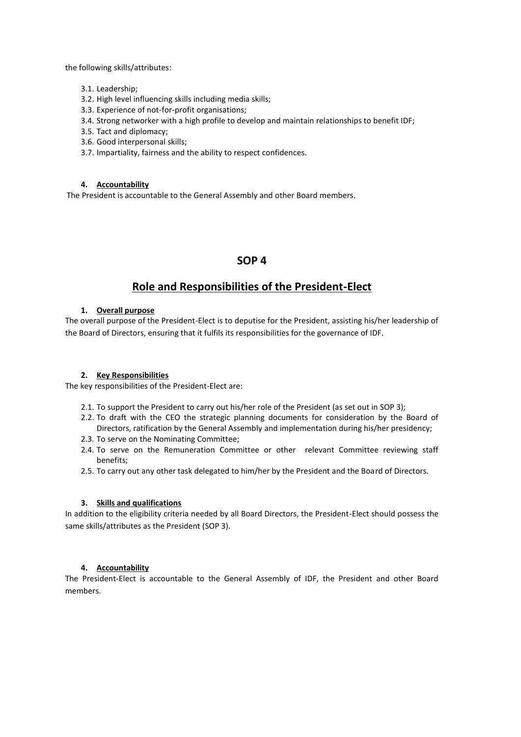the following skills/attributes:

3.1. Leadership;
3.2. High level influencing skills including media skills;
3.3. Experience of not-for-profit organisations;
3.4. Strong networker with a high profile to develop and maintain relationships to benefit IDF;
3.5. Tact and diplomacy;
3.6. Good interpersonal skills;
3.7. Impartiality, fairness and the ability to respect confidences.

### 4. Accountability

The President is accountable to the General Assembly and other Board members.

## SOP 4

## Role and Responsibilities of the President-Elect

### 1. Overall purpose

The overall purpose of the President-Elect is to deputise for the President, assisting his/her leadership of the Board of Directors, ensuring that it fulfils its responsibilities for the governance of IDF.

### 2. Key Responsibilities

The key responsibilities of the President-Elect are:

2.1. To support the President to carry out his/her role of the President (as set out in SOP 3);
2.2. To draft with the CEO the strategic planning documents for consideration by the Board of Directors, ratification by the General Assembly and implementation during his/her presidency;
2.3. To serve on the Nominating Committee;
2.4. To serve on the Remuneration Committee or other relevant Committee reviewing staff benefits;
2.5. To carry out any other task delegated to him/her by the President and the Board of Directors.

### 3. Skills and qualifications

In addition to the eligibility criteria needed by all Board Directors, the President-Elect should possess the same skills/attributes as the President (SOP 3).

### 4. Accountability

The President-Elect is accountable to the General Assembly of IDF, the President and other Board members.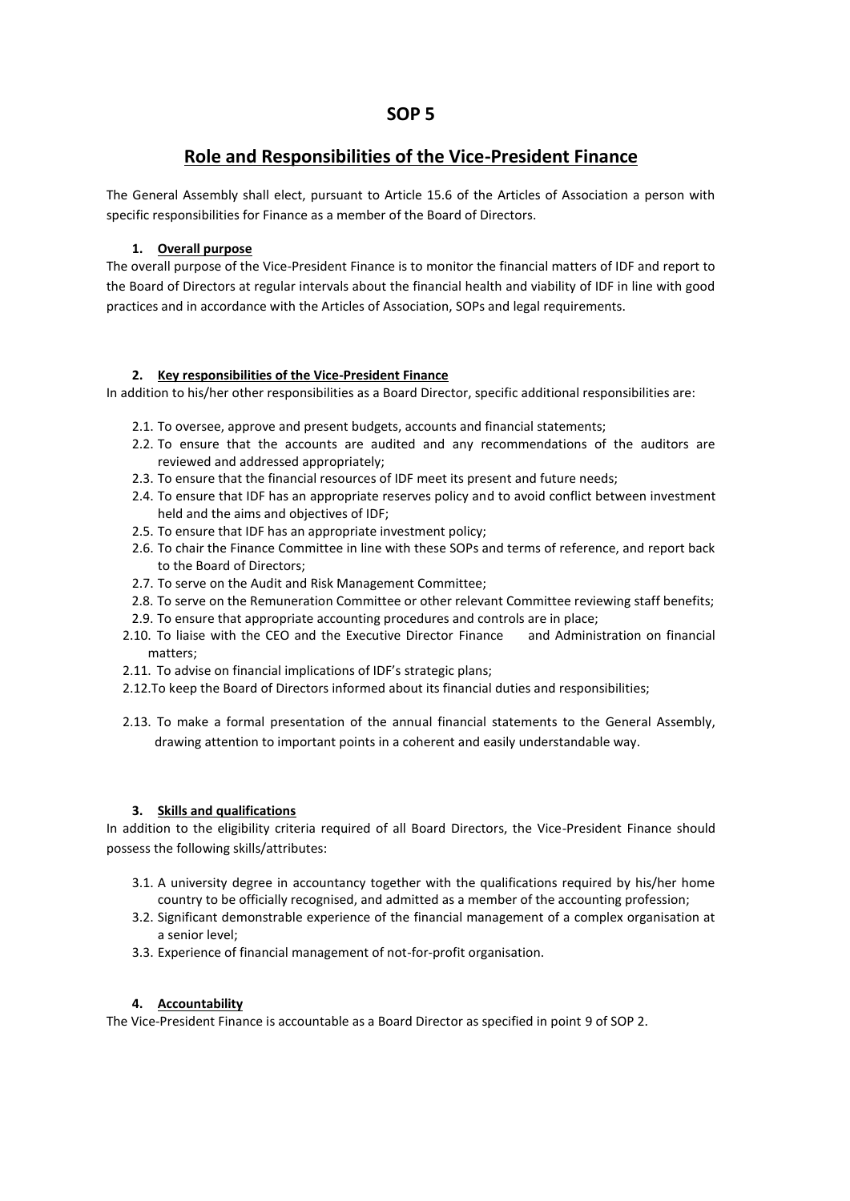# SOP 5

## Role and Responsibilities of the Vice-President Finance

The General Assembly shall elect, pursuant to Article 15.6 of the Articles of Association a person with specific responsibilities for Finance as a member of the Board of Directors.

### 1. Overall purpose

The overall purpose of the Vice-President Finance is to monitor the financial matters of IDF and report to the Board of Directors at regular intervals about the financial health and viability of IDF in line with good practices and in accordance with the Articles of Association, SOPs and legal requirements.

### 2. Key responsibilities of the Vice-President Finance

In addition to his/her other responsibilities as a Board Director, specific additional responsibilities are:

- 2.1. To oversee, approve and present budgets, accounts and financial statements;
- 2.2. To ensure that the accounts are audited and any recommendations of the auditors are reviewed and addressed appropriately;
- 2.3. To ensure that the financial resources of IDF meet its present and future needs;
- 2.4. To ensure that IDF has an appropriate reserves policy and to avoid conflict between investment held and the aims and objectives of IDF;
- 2.5. To ensure that IDF has an appropriate investment policy;
- 2.6. To chair the Finance Committee in line with these SOPs and terms of reference, and report back to the Board of Directors;
- 2.7. To serve on the Audit and Risk Management Committee;
- 2.8. To serve on the Remuneration Committee or other relevant Committee reviewing staff benefits;
- 2.9. To ensure that appropriate accounting procedures and controls are in place;
- 2.10. To liaise with the CEO and the Executive Director Finance and Administration on financial matters;
- 2.11. To advise on financial implications of IDF's strategic plans;
- 2.12. To keep the Board of Directors informed about its financial duties and responsibilities;
- 2.13. To make a formal presentation of the annual financial statements to the General Assembly, drawing attention to important points in a coherent and easily understandable way.

### 3. Skills and qualifications

In addition to the eligibility criteria required of all Board Directors, the Vice-President Finance should possess the following skills/attributes:

- 3.1. A university degree in accountancy together with the qualifications required by his/her home country to be officially recognised, and admitted as a member of the accounting profession;
- 3.2. Significant demonstrable experience of the financial management of a complex organisation at a senior level;
- 3.3. Experience of financial management of not-for-profit organisation.

### 4. Accountability

The Vice-President Finance is accountable as a Board Director as specified in point 9 of SOP 2.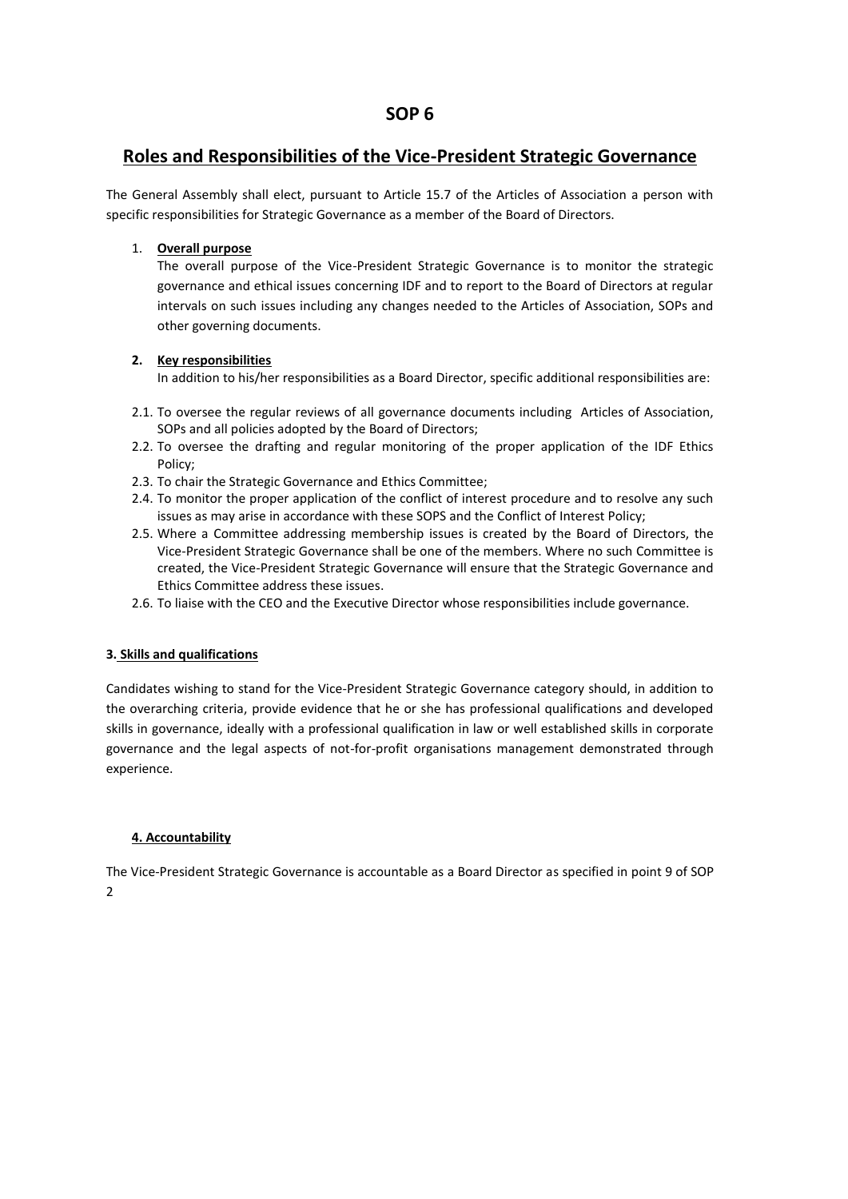# SOP 6

## Roles and Responsibilities of the Vice-President Strategic Governance

The General Assembly shall elect, pursuant to Article 15.7 of the Articles of Association a person with specific responsibilities for Strategic Governance as a member of the Board of Directors.

1. **Overall purpose**

   The overall purpose of the Vice-President Strategic Governance is to monitor the strategic governance and ethical issues concerning IDF and to report to the Board of Directors at regular intervals on such issues including any changes needed to the Articles of Association, SOPs and other governing documents.

2. **Key responsibilities**

   In addition to his/her responsibilities as a Board Director, specific additional responsibilities are:

2.1. To oversee the regular reviews of all governance documents including Articles of Association, SOPs and all policies adopted by the Board of Directors;

2.2. To oversee the drafting and regular monitoring of the proper application of the IDF Ethics Policy;

2.3. To chair the Strategic Governance and Ethics Committee;

2.4. To monitor the proper application of the conflict of interest procedure and to resolve any such issues as may arise in accordance with these SOPS and the Conflict of Interest Policy;

2.5. Where a Committee addressing membership issues is created by the Board of Directors, the Vice-President Strategic Governance shall be one of the members. Where no such Committee is created, the Vice-President Strategic Governance will ensure that the Strategic Governance and Ethics Committee address these issues.

2.6. To liaise with the CEO and the Executive Director whose responsibilities include governance.

**3. Skills and qualifications**

Candidates wishing to stand for the Vice-President Strategic Governance category should, in addition to the overarching criteria, provide evidence that he or she has professional qualifications and developed skills in governance, ideally with a professional qualification in law or well established skills in corporate governance and the legal aspects of not-for-profit organisations management demonstrated through experience.

**4. Accountability**

The Vice-President Strategic Governance is accountable as a Board Director as specified in point 9 of SOP 2